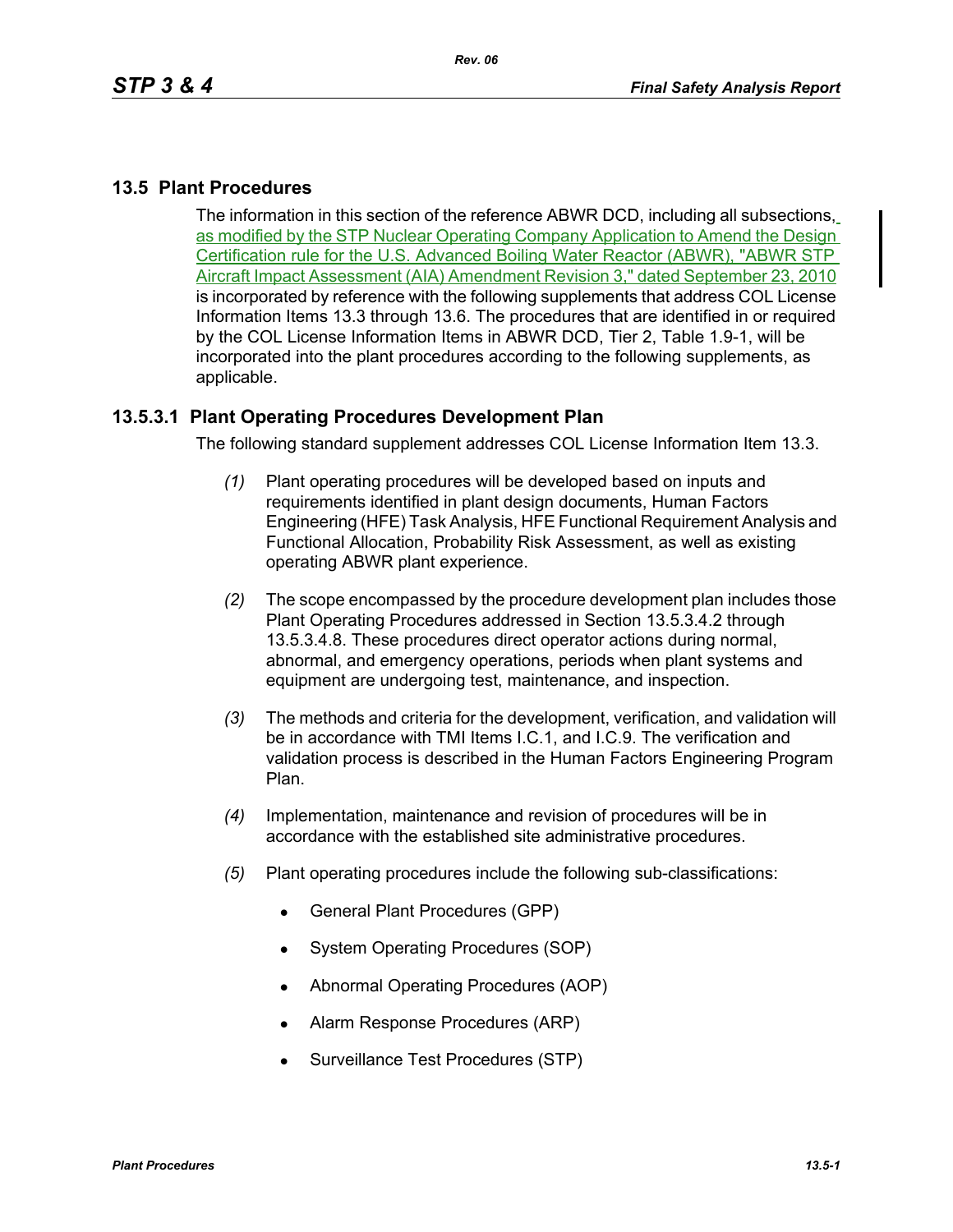## 13.5 Plant Procedures

The information in this section of the reference ABWR DCD, including all subsections, as modified by the STP Nuclear Operating Company Application to Amend the Design Certification rule for the U.S. Advanced Boiling Water Reactor (ABWR), "ABWR STP Aircraft Impact Assessment (AIA) Amendment Revision 3," dated September 23, 2010 is incorporated by reference with the following supplements that address COL License Information Items 13.3 through 13.6. The procedures that are identified in or required by the COL License Information Items in ABWR DCD, Tier 2, Table 1.9-1, will be incorporated into the plant procedures according to the following supplements, as applicable.

### 13.5.3.1 Plant Operating Procedures Development Plan

The following standard supplement addresses COL License Information Item 13.3.

*(1)* Plant operating procedures will be developed based on inputs and requirements identified in plant design documents, Human Factors Engineering (HFE) Task Analysis, HFE Functional Requirement Analysis and Functional Allocation, Probability Risk Assessment, as well as existing operating ABWR plant experience.

*(2)* The scope encompassed by the procedure development plan includes those Plant Operating Procedures addressed in Section 13.5.3.4.2 through 13.5.3.4.8. These procedures direct operator actions during normal, abnormal, and emergency operations, periods when plant systems and equipment are undergoing test, maintenance, and inspection.

*(3)* The methods and criteria for the development, verification, and validation will be in accordance with TMI Items I.C.1, and I.C.9. The verification and validation process is described in the Human Factors Engineering Program Plan.

*(4)* Implementation, maintenance and revision of procedures will be in accordance with the established site administrative procedures.

*(5)* Plant operating procedures include the following sub-classifications:

- General Plant Procedures (GPP)
- System Operating Procedures (SOP)
- Abnormal Operating Procedures (AOP)
- Alarm Response Procedures (ARP)
- Surveillance Test Procedures (STP)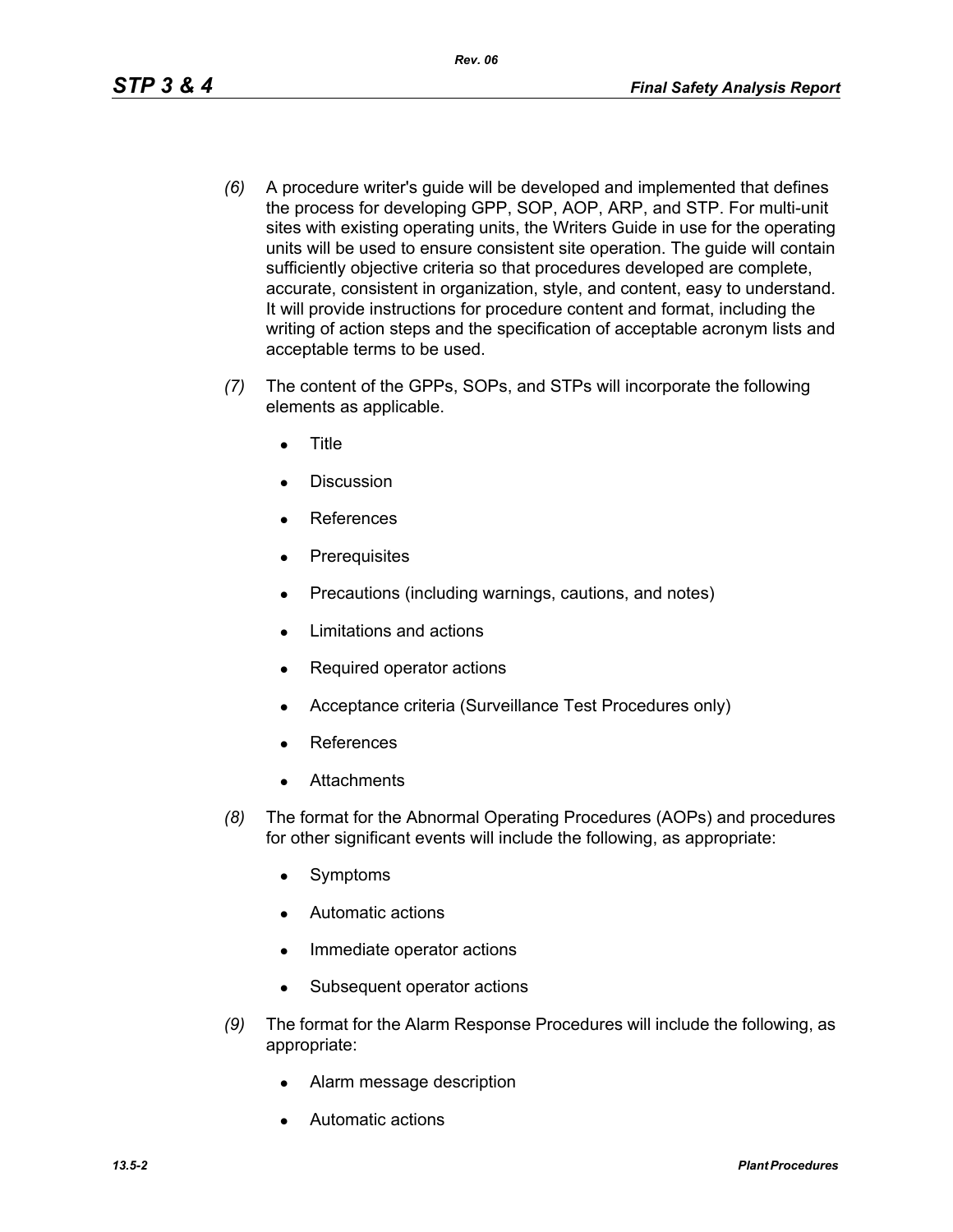*(6)* A procedure writer's guide will be developed and implemented that defines the process for developing GPP, SOP, AOP, ARP, and STP. For multi-unit sites with existing operating units, the Writers Guide in use for the operating units will be used to ensure consistent site operation. The guide will contain sufficiently objective criteria so that procedures developed are complete, accurate, consistent in organization, style, and content, easy to understand. It will provide instructions for procedure content and format, including the writing of action steps and the specification of acceptable acronym lists and acceptable terms to be used.

*(7)* The content of the GPPs, SOPs, and STPs will incorporate the following elements as applicable.

- Title
- Discussion
- References
- Prerequisites
- Precautions (including warnings, cautions, and notes)
- Limitations and actions
- Required operator actions
- Acceptance criteria (Surveillance Test Procedures only)
- References
- Attachments

*(8)* The format for the Abnormal Operating Procedures (AOPs) and procedures for other significant events will include the following, as appropriate:

- Symptoms
- Automatic actions
- Immediate operator actions
- Subsequent operator actions

*(9)* The format for the Alarm Response Procedures will include the following, as appropriate:

- Alarm message description
- Automatic actions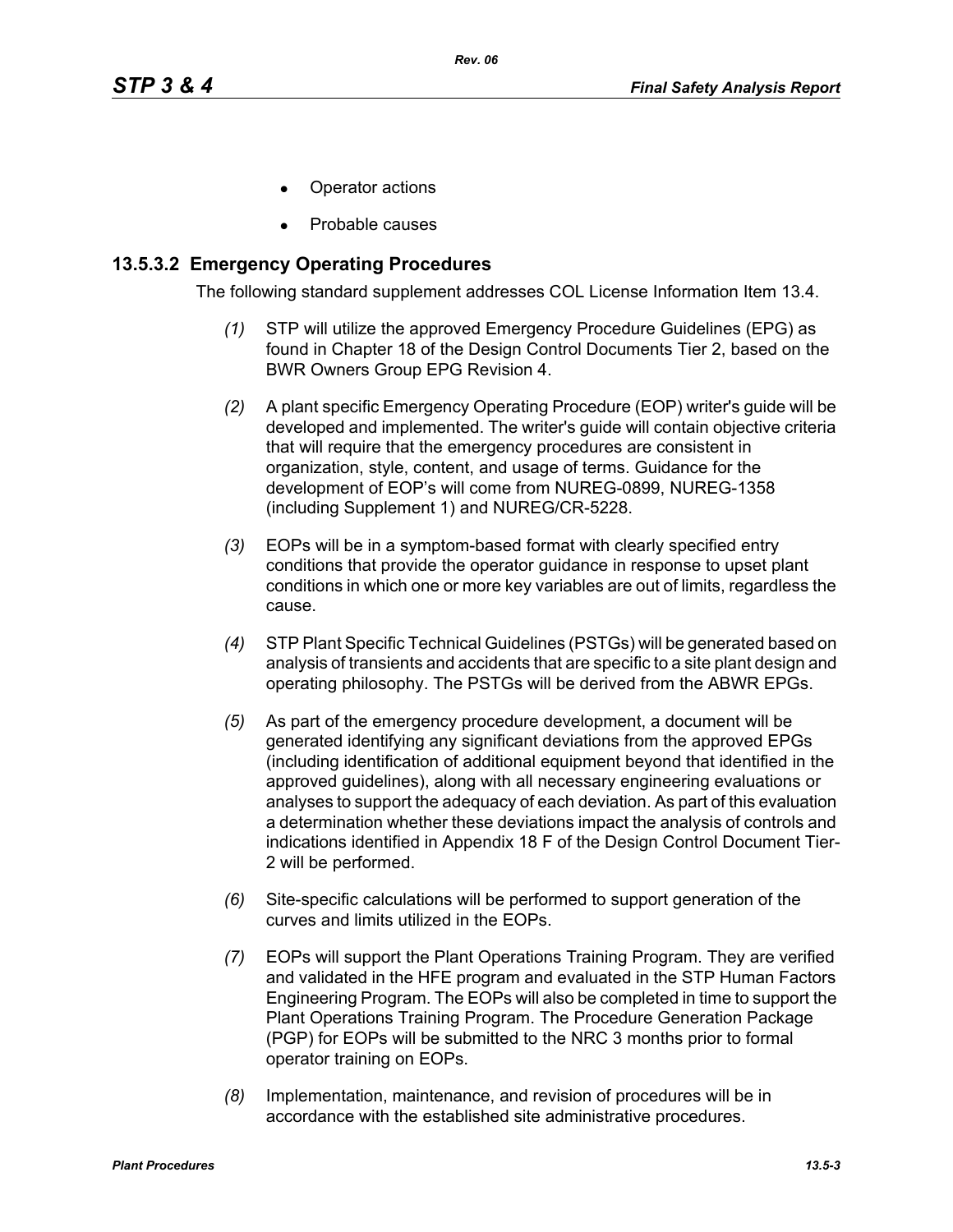- Operator actions
- Probable causes

### 13.5.3.2 Emergency Operating Procedures

The following standard supplement addresses COL License Information Item 13.4.

*(1)* STP will utilize the approved Emergency Procedure Guidelines (EPG) as found in Chapter 18 of the Design Control Documents Tier 2, based on the BWR Owners Group EPG Revision 4.

*(2)* A plant specific Emergency Operating Procedure (EOP) writer's guide will be developed and implemented. The writer's guide will contain objective criteria that will require that the emergency procedures are consistent in organization, style, content, and usage of terms. Guidance for the development of EOP's will come from NUREG-0899, NUREG-1358 (including Supplement 1) and NUREG/CR-5228.

*(3)* EOPs will be in a symptom-based format with clearly specified entry conditions that provide the operator guidance in response to upset plant conditions in which one or more key variables are out of limits, regardless the cause.

*(4)* STP Plant Specific Technical Guidelines (PSTGs) will be generated based on analysis of transients and accidents that are specific to a site plant design and operating philosophy. The PSTGs will be derived from the ABWR EPGs.

*(5)* As part of the emergency procedure development, a document will be generated identifying any significant deviations from the approved EPGs (including identification of additional equipment beyond that identified in the approved guidelines), along with all necessary engineering evaluations or analyses to support the adequacy of each deviation. As part of this evaluation a determination whether these deviations impact the analysis of controls and indications identified in Appendix 18 F of the Design Control Document Tier-2 will be performed.

*(6)* Site-specific calculations will be performed to support generation of the curves and limits utilized in the EOPs.

*(7)* EOPs will support the Plant Operations Training Program. They are verified and validated in the HFE program and evaluated in the STP Human Factors Engineering Program. The EOPs will also be completed in time to support the Plant Operations Training Program. The Procedure Generation Package (PGP) for EOPs will be submitted to the NRC 3 months prior to formal operator training on EOPs.

*(8)* Implementation, maintenance, and revision of procedures will be in accordance with the established site administrative procedures.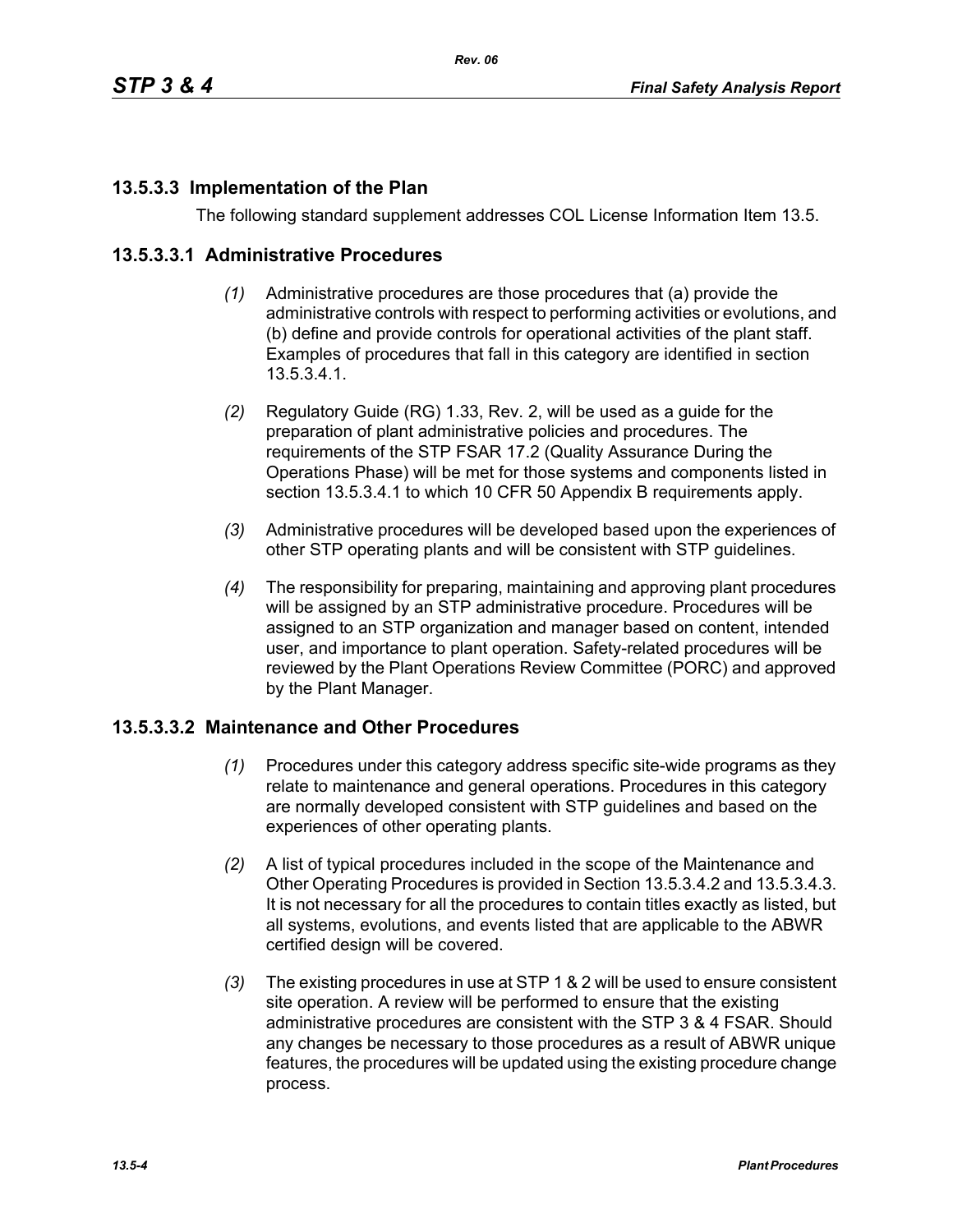### 13.5.3.3 Implementation of the Plan

The following standard supplement addresses COL License Information Item 13.5.

#### 13.5.3.3.1 Administrative Procedures

*(1)* Administrative procedures are those procedures that (a) provide the administrative controls with respect to performing activities or evolutions, and (b) define and provide controls for operational activities of the plant staff. Examples of procedures that fall in this category are identified in section 13.5.3.4.1.

*(2)* Regulatory Guide (RG) 1.33, Rev. 2, will be used as a guide for the preparation of plant administrative policies and procedures. The requirements of the STP FSAR 17.2 (Quality Assurance During the Operations Phase) will be met for those systems and components listed in section 13.5.3.4.1 to which 10 CFR 50 Appendix B requirements apply.

*(3)* Administrative procedures will be developed based upon the experiences of other STP operating plants and will be consistent with STP guidelines.

*(4)* The responsibility for preparing, maintaining and approving plant procedures will be assigned by an STP administrative procedure. Procedures will be assigned to an STP organization and manager based on content, intended user, and importance to plant operation. Safety-related procedures will be reviewed by the Plant Operations Review Committee (PORC) and approved by the Plant Manager.

#### 13.5.3.3.2 Maintenance and Other Procedures

*(1)* Procedures under this category address specific site-wide programs as they relate to maintenance and general operations. Procedures in this category are normally developed consistent with STP guidelines and based on the experiences of other operating plants.

*(2)* A list of typical procedures included in the scope of the Maintenance and Other Operating Procedures is provided in Section 13.5.3.4.2 and 13.5.3.4.3. It is not necessary for all the procedures to contain titles exactly as listed, but all systems, evolutions, and events listed that are applicable to the ABWR certified design will be covered.

*(3)* The existing procedures in use at STP 1 & 2 will be used to ensure consistent site operation. A review will be performed to ensure that the existing administrative procedures are consistent with the STP 3 & 4 FSAR. Should any changes be necessary to those procedures as a result of ABWR unique features, the procedures will be updated using the existing procedure change process.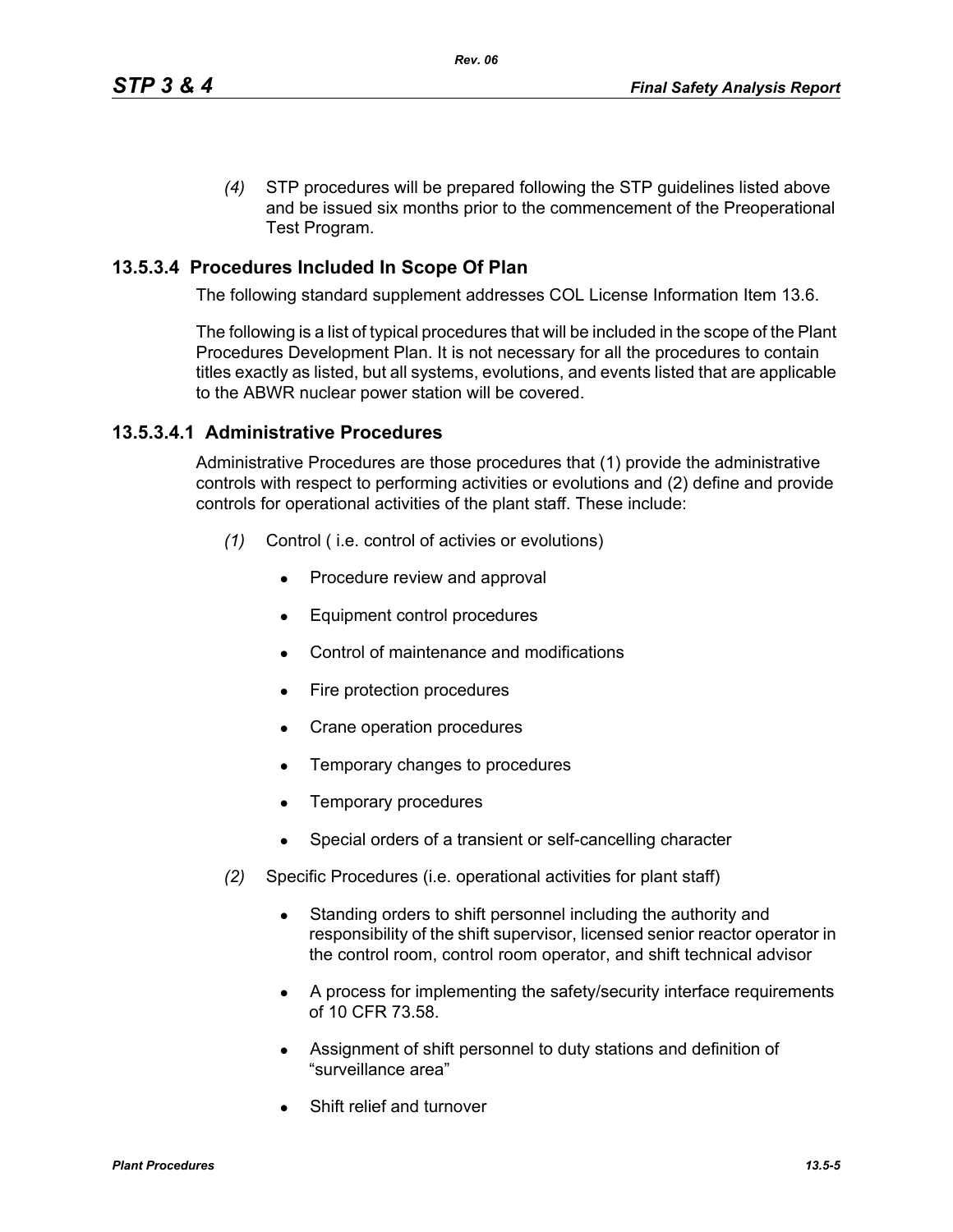*(4)* STP procedures will be prepared following the STP guidelines listed above and be issued six months prior to the commencement of the Preoperational Test Program.

### 13.5.3.4 Procedures Included In Scope Of Plan

The following standard supplement addresses COL License Information Item 13.6.

The following is a list of typical procedures that will be included in the scope of the Plant Procedures Development Plan. It is not necessary for all the procedures to contain titles exactly as listed, but all systems, evolutions, and events listed that are applicable to the ABWR nuclear power station will be covered.

#### 13.5.3.4.1 Administrative Procedures

Administrative Procedures are those procedures that (1) provide the administrative controls with respect to performing activities or evolutions and (2) define and provide controls for operational activities of the plant staff. These include:

*(1)* Control ( i.e. control of activies or evolutions)

- Procedure review and approval
- Equipment control procedures
- Control of maintenance and modifications
- Fire protection procedures
- Crane operation procedures
- Temporary changes to procedures
- Temporary procedures
- Special orders of a transient or self-cancelling character

*(2)* Specific Procedures (i.e. operational activities for plant staff)

- Standing orders to shift personnel including the authority and responsibility of the shift supervisor, licensed senior reactor operator in the control room, control room operator, and shift technical advisor
- A process for implementing the safety/security interface requirements of 10 CFR 73.58.
- Assignment of shift personnel to duty stations and definition of "surveillance area"
- Shift relief and turnover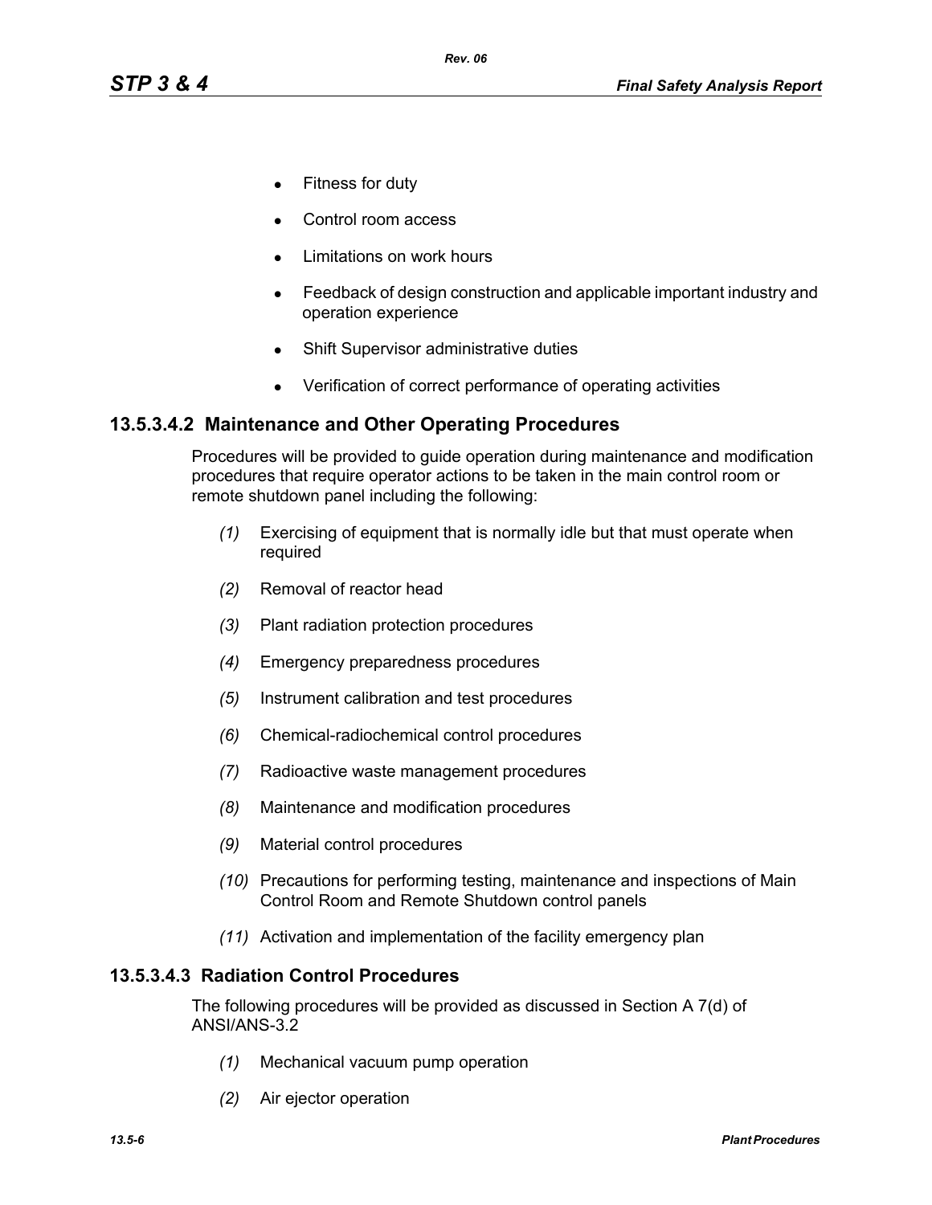- Fitness for duty
- Control room access
- Limitations on work hours
- Feedback of design construction and applicable important industry and operation experience
- Shift Supervisor administrative duties
- Verification of correct performance of operating activities

### 13.5.3.4.2 Maintenance and Other Operating Procedures

Procedures will be provided to guide operation during maintenance and modification procedures that require operator actions to be taken in the main control room or remote shutdown panel including the following:

*(1)* Exercising of equipment that is normally idle but that must operate when required

*(2)* Removal of reactor head

*(3)* Plant radiation protection procedures

*(4)* Emergency preparedness procedures

*(5)* Instrument calibration and test procedures

*(6)* Chemical-radiochemical control procedures

*(7)* Radioactive waste management procedures

*(8)* Maintenance and modification procedures

*(9)* Material control procedures

*(10)* Precautions for performing testing, maintenance and inspections of Main Control Room and Remote Shutdown control panels

*(11)* Activation and implementation of the facility emergency plan

### 13.5.3.4.3 Radiation Control Procedures

The following procedures will be provided as discussed in Section A 7(d) of ANSI/ANS-3.2

*(1)* Mechanical vacuum pump operation

*(2)* Air ejector operation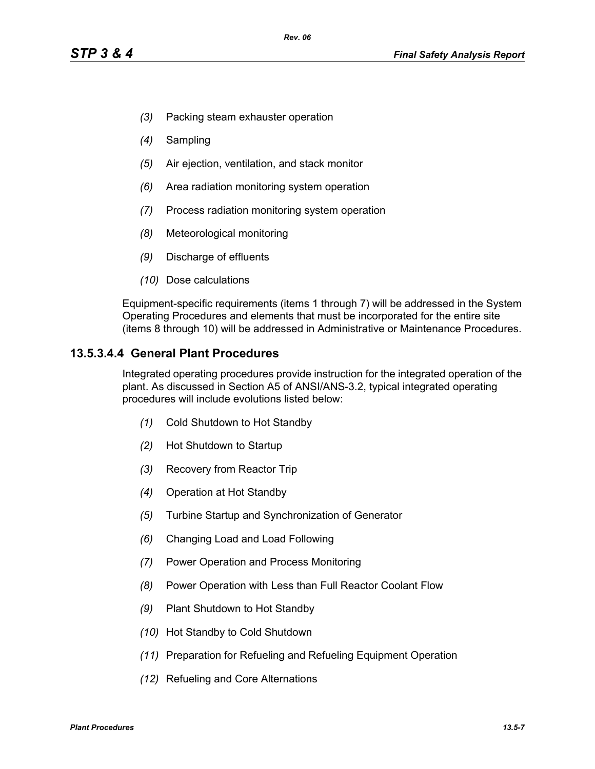*(3)* Packing steam exhauster operation

*(4)* Sampling

*(5)* Air ejection, ventilation, and stack monitor

*(6)* Area radiation monitoring system operation

*(7)* Process radiation monitoring system operation

*(8)* Meteorological monitoring

*(9)* Discharge of effluents

*(10)* Dose calculations

Equipment-specific requirements (items 1 through 7) will be addressed in the System Operating Procedures and elements that must be incorporated for the entire site (items 8 through 10) will be addressed in Administrative or Maintenance Procedures.

### 13.5.3.4.4 General Plant Procedures

Integrated operating procedures provide instruction for the integrated operation of the plant. As discussed in Section A5 of ANSI/ANS-3.2, typical integrated operating procedures will include evolutions listed below:

*(1)* Cold Shutdown to Hot Standby

*(2)* Hot Shutdown to Startup

*(3)* Recovery from Reactor Trip

*(4)* Operation at Hot Standby

*(5)* Turbine Startup and Synchronization of Generator

*(6)* Changing Load and Load Following

*(7)* Power Operation and Process Monitoring

*(8)* Power Operation with Less than Full Reactor Coolant Flow

*(9)* Plant Shutdown to Hot Standby

*(10)* Hot Standby to Cold Shutdown

*(11)* Preparation for Refueling and Refueling Equipment Operation

*(12)* Refueling and Core Alternations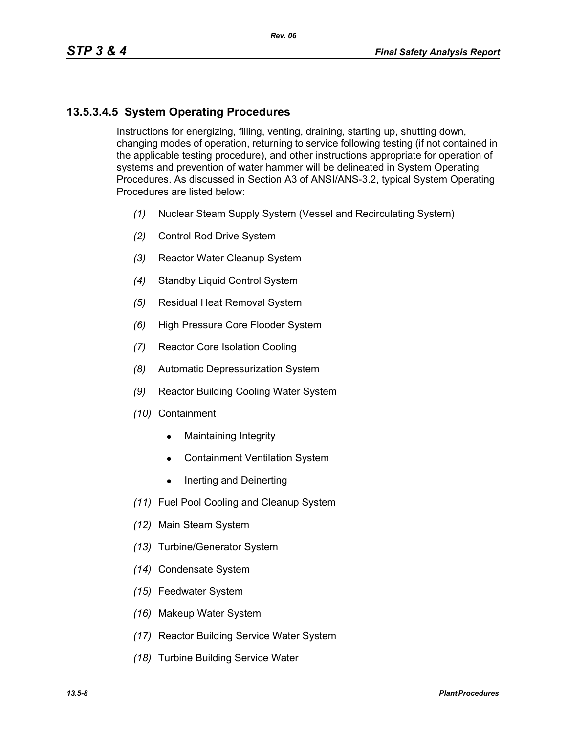## 13.5.3.4.5 System Operating Procedures

Instructions for energizing, filling, venting, draining, starting up, shutting down, changing modes of operation, returning to service following testing (if not contained in the applicable testing procedure), and other instructions appropriate for operation of systems and prevention of water hammer will be delineated in System Operating Procedures. As discussed in Section A3 of ANSI/ANS-3.2, typical System Operating Procedures are listed below:

*(1)* Nuclear Steam Supply System (Vessel and Recirculating System)

*(2)* Control Rod Drive System

*(3)* Reactor Water Cleanup System

*(4)* Standby Liquid Control System

*(5)* Residual Heat Removal System

*(6)* High Pressure Core Flooder System

*(7)* Reactor Core Isolation Cooling

*(8)* Automatic Depressurization System

*(9)* Reactor Building Cooling Water System

*(10)* Containment

- Maintaining Integrity
- Containment Ventilation System
- Inerting and Deinerting

*(11)* Fuel Pool Cooling and Cleanup System

*(12)* Main Steam System

*(13)* Turbine/Generator System

*(14)* Condensate System

*(15)* Feedwater System

*(16)* Makeup Water System

*(17)* Reactor Building Service Water System

*(18)* Turbine Building Service Water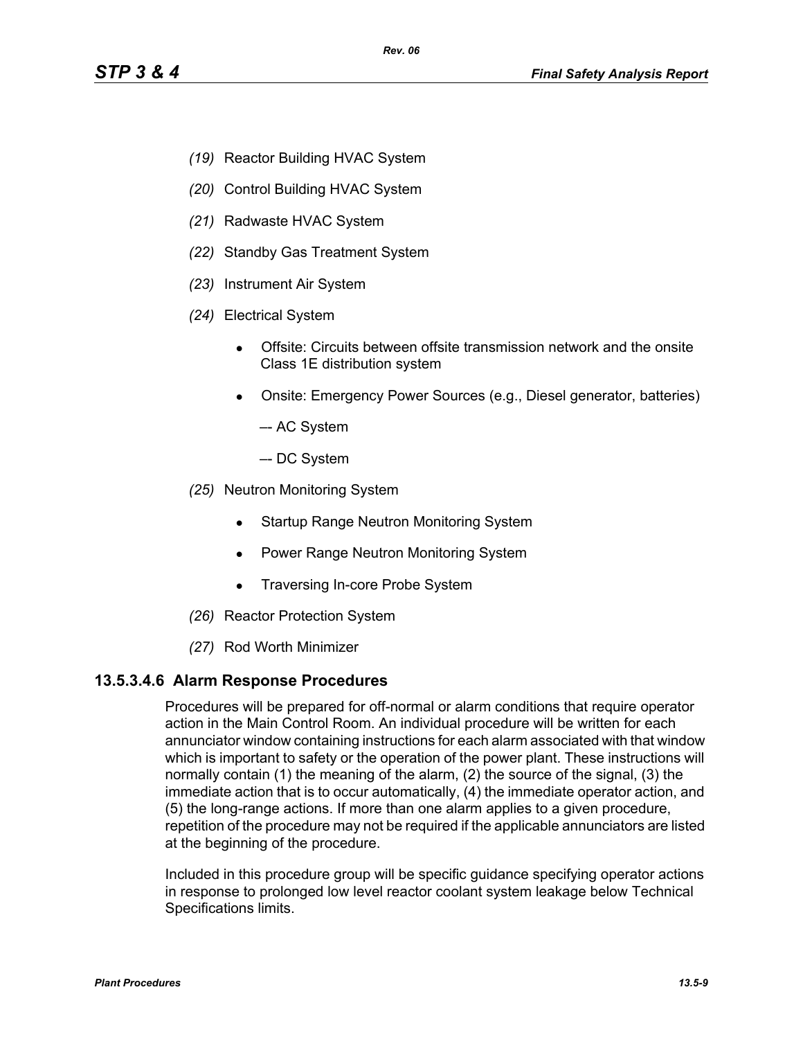- *(19)* Reactor Building HVAC System
- *(20)* Control Building HVAC System
- *(21)* Radwaste HVAC System
- *(22)* Standby Gas Treatment System
- *(23)* Instrument Air System
- *(24)* Electrical System
    - Offsite: Circuits between offsite transmission network and the onsite Class 1E distribution system
    - Onsite: Emergency Power Sources (e.g., Diesel generator, batteries)

      –- AC System

      –- DC System
- *(25)* Neutron Monitoring System
    - Startup Range Neutron Monitoring System
    - Power Range Neutron Monitoring System
    - Traversing In-core Probe System
- *(26)* Reactor Protection System
- *(27)* Rod Worth Minimizer

### 13.5.3.4.6 Alarm Response Procedures

Procedures will be prepared for off-normal or alarm conditions that require operator action in the Main Control Room. An individual procedure will be written for each annunciator window containing instructions for each alarm associated with that window which is important to safety or the operation of the power plant. These instructions will normally contain (1) the meaning of the alarm, (2) the source of the signal, (3) the immediate action that is to occur automatically, (4) the immediate operator action, and (5) the long-range actions. If more than one alarm applies to a given procedure, repetition of the procedure may not be required if the applicable annunciators are listed at the beginning of the procedure.

Included in this procedure group will be specific guidance specifying operator actions in response to prolonged low level reactor coolant system leakage below Technical Specifications limits.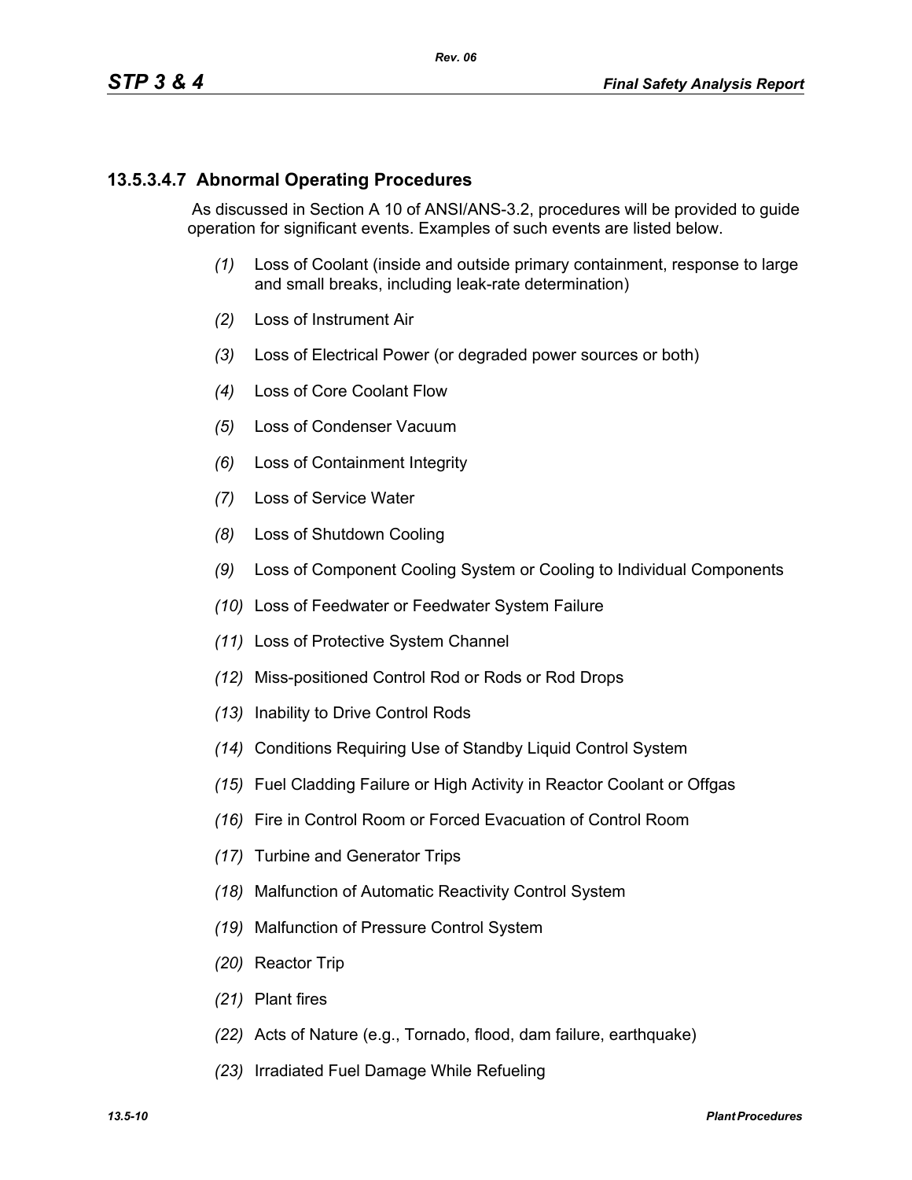### 13.5.3.4.7 Abnormal Operating Procedures

As discussed in Section A 10 of ANSI/ANS-3.2, procedures will be provided to guide operation for significant events. Examples of such events are listed below.

*(1)* Loss of Coolant (inside and outside primary containment, response to large and small breaks, including leak-rate determination)

*(2)* Loss of Instrument Air

*(3)* Loss of Electrical Power (or degraded power sources or both)

*(4)* Loss of Core Coolant Flow

*(5)* Loss of Condenser Vacuum

*(6)* Loss of Containment Integrity

*(7)* Loss of Service Water

*(8)* Loss of Shutdown Cooling

*(9)* Loss of Component Cooling System or Cooling to Individual Components

*(10)* Loss of Feedwater or Feedwater System Failure

*(11)* Loss of Protective System Channel

*(12)* Miss-positioned Control Rod or Rods or Rod Drops

*(13)* Inability to Drive Control Rods

*(14)* Conditions Requiring Use of Standby Liquid Control System

*(15)* Fuel Cladding Failure or High Activity in Reactor Coolant or Offgas

*(16)* Fire in Control Room or Forced Evacuation of Control Room

*(17)* Turbine and Generator Trips

*(18)* Malfunction of Automatic Reactivity Control System

*(19)* Malfunction of Pressure Control System

*(20)* Reactor Trip

*(21)* Plant fires

*(22)* Acts of Nature (e.g., Tornado, flood, dam failure, earthquake)

*(23)* Irradiated Fuel Damage While Refueling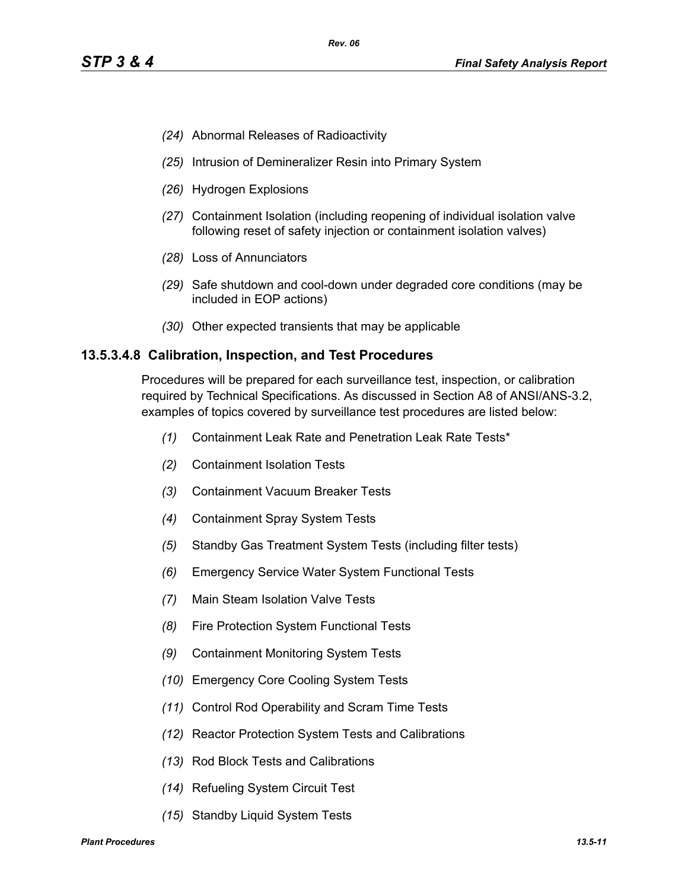- *(24)* Abnormal Releases of Radioactivity
- *(25)* Intrusion of Demineralizer Resin into Primary System
- *(26)* Hydrogen Explosions
- *(27)* Containment Isolation (including reopening of individual isolation valve following reset of safety injection or containment isolation valves)
- *(28)* Loss of Annunciators
- *(29)* Safe shutdown and cool-down under degraded core conditions (may be included in EOP actions)
- *(30)* Other expected transients that may be applicable

### 13.5.3.4.8 Calibration, Inspection, and Test Procedures

Procedures will be prepared for each surveillance test, inspection, or calibration required by Technical Specifications. As discussed in Section A8 of ANSI/ANS-3.2, examples of topics covered by surveillance test procedures are listed below:

- *(1)* Containment Leak Rate and Penetration Leak Rate Tests*
- *(2)* Containment Isolation Tests
- *(3)* Containment Vacuum Breaker Tests
- *(4)* Containment Spray System Tests
- *(5)* Standby Gas Treatment System Tests (including filter tests)
- *(6)* Emergency Service Water System Functional Tests
- *(7)* Main Steam Isolation Valve Tests
- *(8)* Fire Protection System Functional Tests
- *(9)* Containment Monitoring System Tests
- *(10)* Emergency Core Cooling System Tests
- *(11)* Control Rod Operability and Scram Time Tests
- *(12)* Reactor Protection System Tests and Calibrations
- *(13)* Rod Block Tests and Calibrations
- *(14)* Refueling System Circuit Test
- *(15)* Standby Liquid System Tests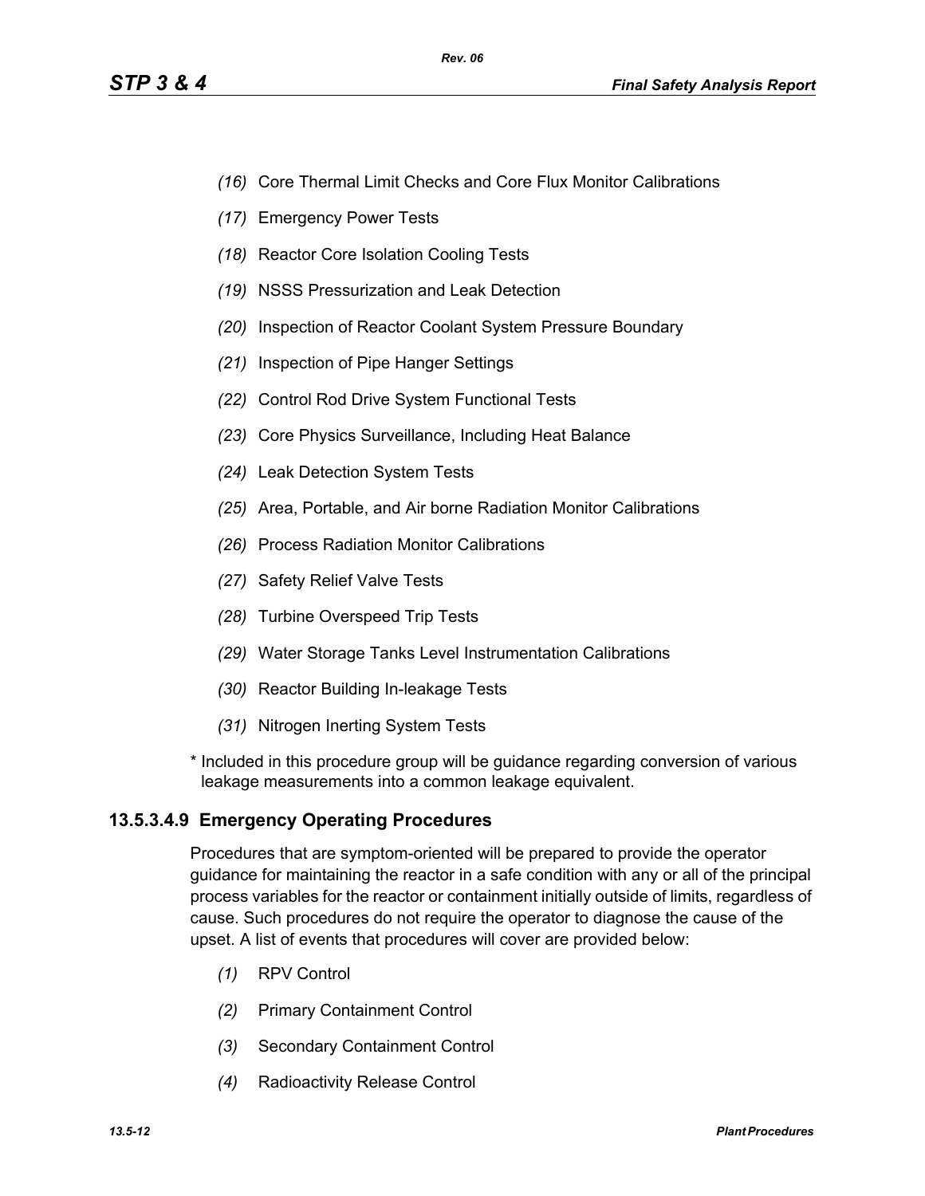*(16)* Core Thermal Limit Checks and Core Flux Monitor Calibrations

*(17)* Emergency Power Tests

*(18)* Reactor Core Isolation Cooling Tests

*(19)* NSSS Pressurization and Leak Detection

*(20)* Inspection of Reactor Coolant System Pressure Boundary

*(21)* Inspection of Pipe Hanger Settings

*(22)* Control Rod Drive System Functional Tests

*(23)* Core Physics Surveillance, Including Heat Balance

*(24)* Leak Detection System Tests

*(25)* Area, Portable, and Air borne Radiation Monitor Calibrations

*(26)* Process Radiation Monitor Calibrations

*(27)* Safety Relief Valve Tests

*(28)* Turbine Overspeed Trip Tests

*(29)* Water Storage Tanks Level Instrumentation Calibrations

*(30)* Reactor Building In-leakage Tests

*(31)* Nitrogen Inerting System Tests

* Included in this procedure group will be guidance regarding conversion of various leakage measurements into a common leakage equivalent.

### 13.5.3.4.9 Emergency Operating Procedures

Procedures that are symptom-oriented will be prepared to provide the operator guidance for maintaining the reactor in a safe condition with any or all of the principal process variables for the reactor or containment initially outside of limits, regardless of cause. Such procedures do not require the operator to diagnose the cause of the upset. A list of events that procedures will cover are provided below:

*(1)* RPV Control

*(2)* Primary Containment Control

*(3)* Secondary Containment Control

*(4)* Radioactivity Release Control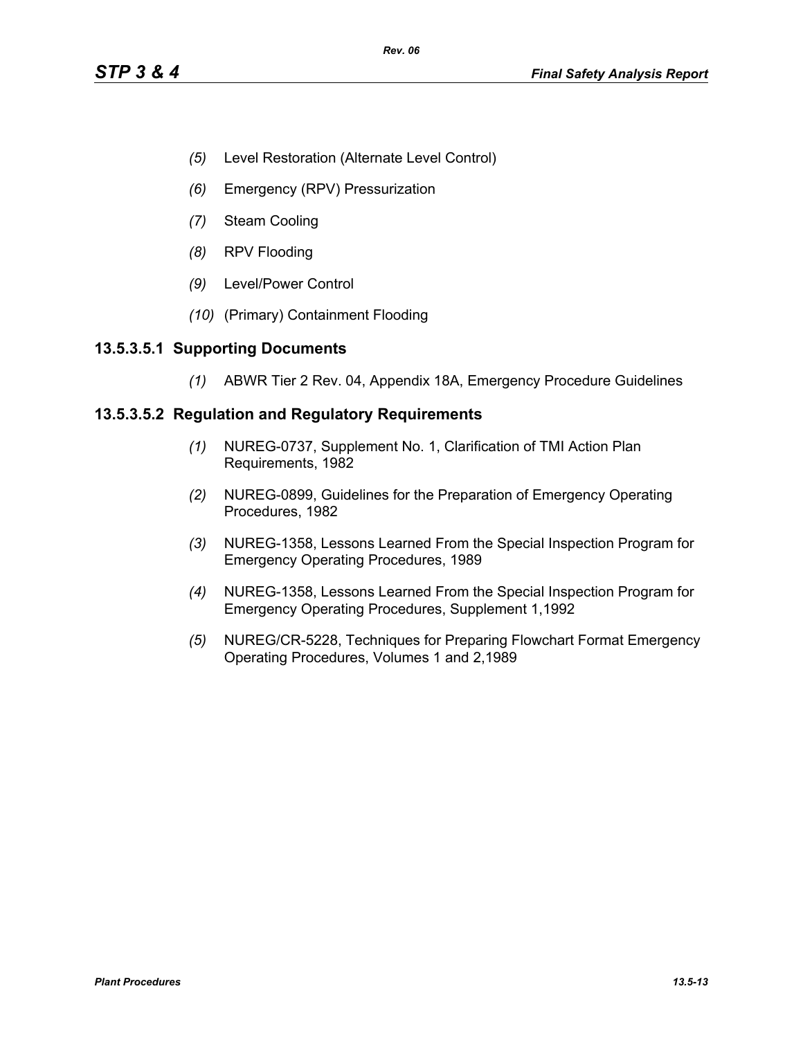*(5)* Level Restoration (Alternate Level Control)

*(6)* Emergency (RPV) Pressurization

*(7)* Steam Cooling

*(8)* RPV Flooding

*(9)* Level/Power Control

*(10)* (Primary) Containment Flooding

### 13.5.3.5.1 Supporting Documents

*(1)* ABWR Tier 2 Rev. 04, Appendix 18A, Emergency Procedure Guidelines

### 13.5.3.5.2 Regulation and Regulatory Requirements

*(1)* NUREG-0737, Supplement No. 1, Clarification of TMI Action Plan Requirements, 1982

*(2)* NUREG-0899, Guidelines for the Preparation of Emergency Operating Procedures, 1982

*(3)* NUREG-1358, Lessons Learned From the Special Inspection Program for Emergency Operating Procedures, 1989

*(4)* NUREG-1358, Lessons Learned From the Special Inspection Program for Emergency Operating Procedures, Supplement 1,1992

*(5)* NUREG/CR-5228, Techniques for Preparing Flowchart Format Emergency Operating Procedures, Volumes 1 and 2,1989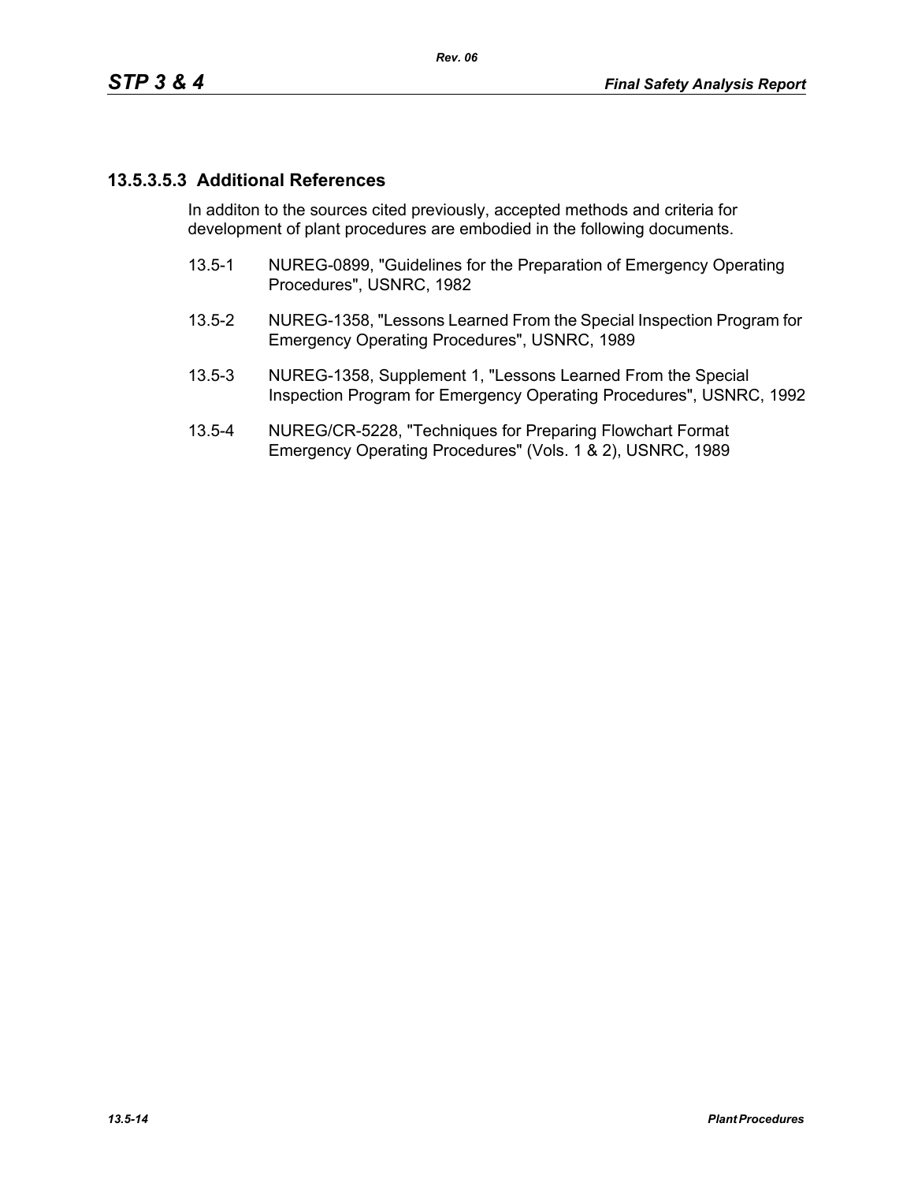### 13.5.3.5.3 Additional References

In additon to the sources cited previously, accepted methods and criteria for development of plant procedures are embodied in the following documents.

13.5-1 NUREG-0899, "Guidelines for the Preparation of Emergency Operating Procedures", USNRC, 1982

13.5-2 NUREG-1358, "Lessons Learned From the Special Inspection Program for Emergency Operating Procedures", USNRC, 1989

13.5-3 NUREG-1358, Supplement 1, "Lessons Learned From the Special Inspection Program for Emergency Operating Procedures", USNRC, 1992

13.5-4 NUREG/CR-5228, "Techniques for Preparing Flowchart Format Emergency Operating Procedures" (Vols. 1 & 2), USNRC, 1989